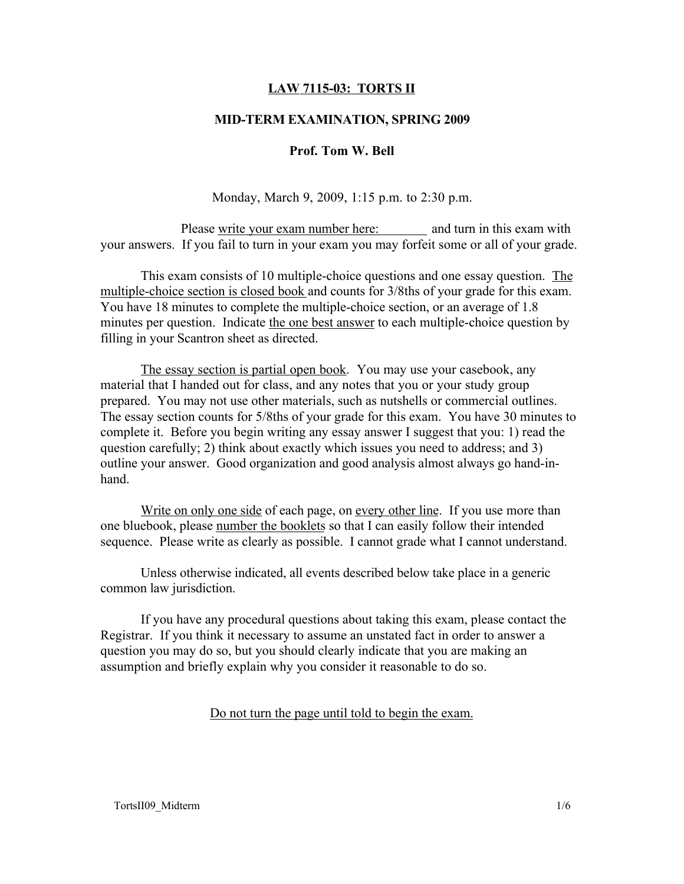# LAW 7115-03: TORTS II

## MID-TERM EXAMINATION, SPRING 2009

### Prof. Tom W. Bell

Monday, March 9, 2009, 1:15 p.m. to 2:30 p.m.

Please write your exam number here: ________ and turn in this exam with your answers. If you fail to turn in your exam you may forfeit some or all of your grade.

This exam consists of 10 multiple-choice questions and one essay question. The multiple-choice section is closed book and counts for 3/8ths of your grade for this exam. You have 18 minutes to complete the multiple-choice section, or an average of 1.8 minutes per question. Indicate the one best answer to each multiple-choice question by filling in your Scantron sheet as directed.

The essay section is partial open book. You may use your casebook, any material that I handed out for class, and any notes that you or your study group prepared. You may not use other materials, such as nutshells or commercial outlines. The essay section counts for 5/8ths of your grade for this exam. You have 30 minutes to complete it. Before you begin writing any essay answer I suggest that you: 1) read the question carefully; 2) think about exactly which issues you need to address; and 3) outline your answer. Good organization and good analysis almost always go hand-in-hand.

Write on only one side of each page, on every other line. If you use more than one bluebook, please number the booklets so that I can easily follow their intended sequence. Please write as clearly as possible. I cannot grade what I cannot understand.

Unless otherwise indicated, all events described below take place in a generic common law jurisdiction.

If you have any procedural questions about taking this exam, please contact the Registrar. If you think it necessary to assume an unstated fact in order to answer a question you may do so, but you should clearly indicate that you are making an assumption and briefly explain why you consider it reasonable to do so.

Do not turn the page until told to begin the exam.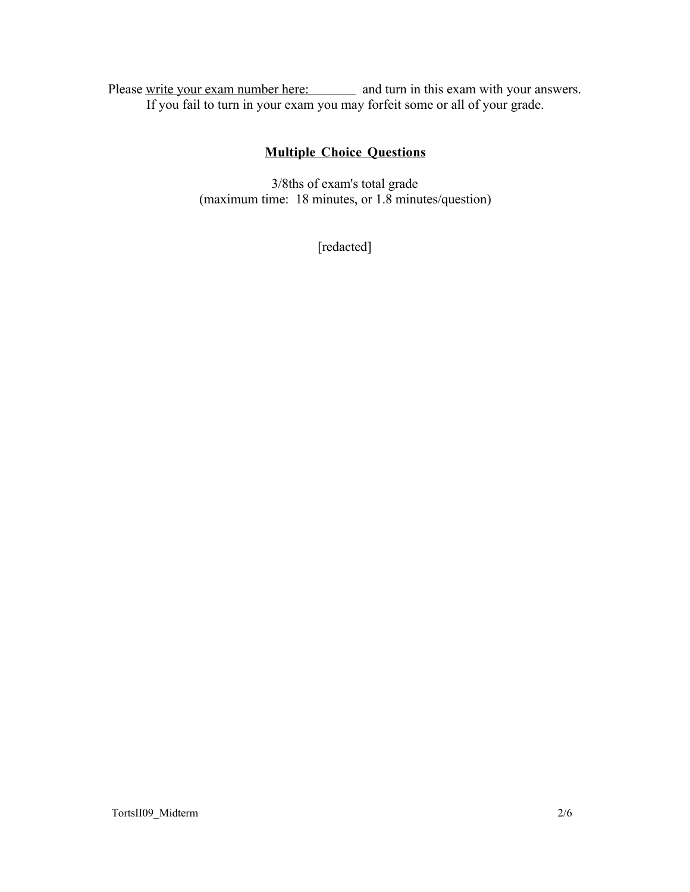Please write your exam number here: ________ and turn in this exam with your answers.
If you fail to turn in your exam you may forfeit some or all of your grade.

## Multiple Choice Questions

3/8ths of exam's total grade
(maximum time: 18 minutes, or 1.8 minutes/question)

[redacted]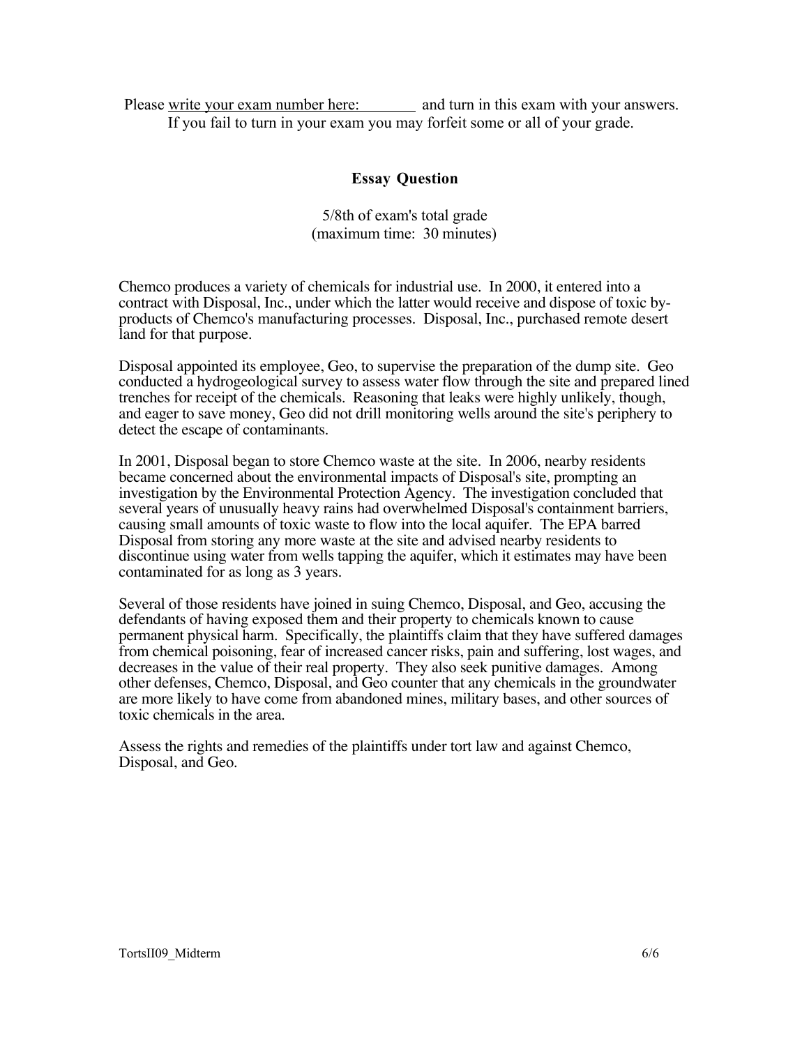Please write your exam number here: ________ and turn in this exam with your answers.
If you fail to turn in your exam you may forfeit some or all of your grade.

## Essay Question

5/8th of exam's total grade
(maximum time: 30 minutes)

Chemco produces a variety of chemicals for industrial use. In 2000, it entered into a contract with Disposal, Inc., under which the latter would receive and dispose of toxic by-products of Chemco's manufacturing processes. Disposal, Inc., purchased remote desert land for that purpose.

Disposal appointed its employee, Geo, to supervise the preparation of the dump site. Geo conducted a hydrogeological survey to assess water flow through the site and prepared lined trenches for receipt of the chemicals. Reasoning that leaks were highly unlikely, though, and eager to save money, Geo did not drill monitoring wells around the site's periphery to detect the escape of contaminants.

In 2001, Disposal began to store Chemco waste at the site. In 2006, nearby residents became concerned about the environmental impacts of Disposal's site, prompting an investigation by the Environmental Protection Agency. The investigation concluded that several years of unusually heavy rains had overwhelmed Disposal's containment barriers, causing small amounts of toxic waste to flow into the local aquifer. The EPA barred Disposal from storing any more waste at the site and advised nearby residents to discontinue using water from wells tapping the aquifer, which it estimates may have been contaminated for as long as 3 years.

Several of those residents have joined in suing Chemco, Disposal, and Geo, accusing the defendants of having exposed them and their property to chemicals known to cause permanent physical harm. Specifically, the plaintiffs claim that they have suffered damages from chemical poisoning, fear of increased cancer risks, pain and suffering, lost wages, and decreases in the value of their real property. They also seek punitive damages. Among other defenses, Chemco, Disposal, and Geo counter that any chemicals in the groundwater are more likely to have come from abandoned mines, military bases, and other sources of toxic chemicals in the area.

Assess the rights and remedies of the plaintiffs under tort law and against Chemco, Disposal, and Geo.